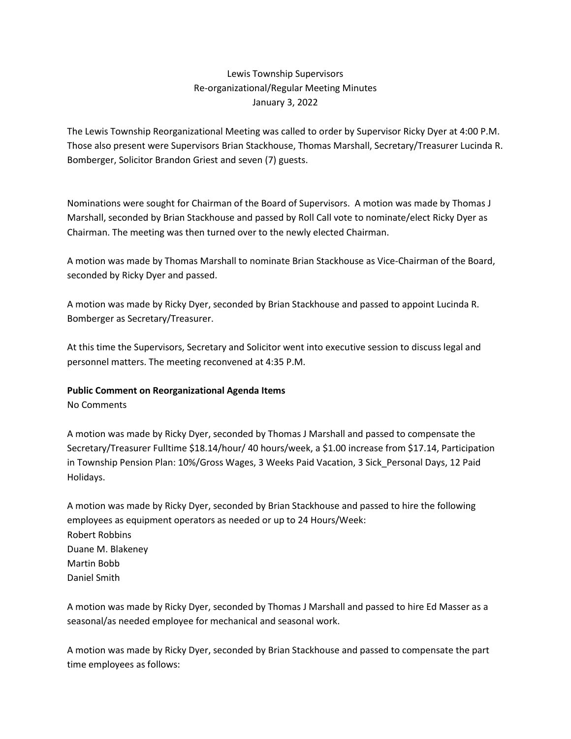# Lewis Township Supervisors
## Re-organizational/Regular Meeting Minutes
### January 3, 2022

The Lewis Township Reorganizational Meeting was called to order by Supervisor Ricky Dyer at 4:00 P.M. Those also present were Supervisors Brian Stackhouse, Thomas Marshall, Secretary/Treasurer Lucinda R. Bomberger, Solicitor Brandon Griest and seven (7) guests.

Nominations were sought for Chairman of the Board of Supervisors. A motion was made by Thomas J Marshall, seconded by Brian Stackhouse and passed by Roll Call vote to nominate/elect Ricky Dyer as Chairman. The meeting was then turned over to the newly elected Chairman.

A motion was made by Thomas Marshall to nominate Brian Stackhouse as Vice-Chairman of the Board, seconded by Ricky Dyer and passed.

A motion was made by Ricky Dyer, seconded by Brian Stackhouse and passed to appoint Lucinda R. Bomberger as Secretary/Treasurer.

At this time the Supervisors, Secretary and Solicitor went into executive session to discuss legal and personnel matters. The meeting reconvened at 4:35 P.M.

**Public Comment on Reorganizational Agenda Items**

No Comments

A motion was made by Ricky Dyer, seconded by Thomas J Marshall and passed to compensate the Secretary/Treasurer Fulltime $18.14/hour/ 40 hours/week, a $1.00 increase from $17.14, Participation in Township Pension Plan: 10%/Gross Wages, 3 Weeks Paid Vacation, 3 Sick_Personal Days, 12 Paid Holidays.

A motion was made by Ricky Dyer, seconded by Brian Stackhouse and passed to hire the following employees as equipment operators as needed or up to 24 Hours/Week:

Robert Robbins
Duane M. Blakeney
Martin Bobb
Daniel Smith

A motion was made by Ricky Dyer, seconded by Thomas J Marshall and passed to hire Ed Masser as a seasonal/as needed employee for mechanical and seasonal work.

A motion was made by Ricky Dyer, seconded by Brian Stackhouse and passed to compensate the part time employees as follows: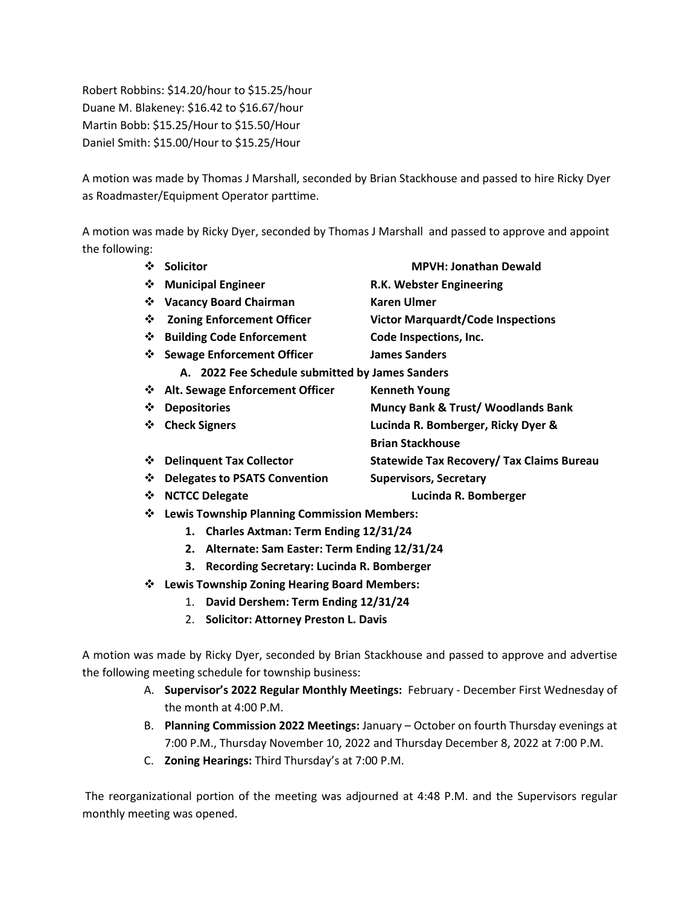Robert Robbins: $14.20/hour to $15.25/hour
Duane M. Blakeney: $16.42 to $16.67/hour
Martin Bobb: $15.25/Hour to $15.50/Hour
Daniel Smith: $15.00/Hour to $15.25/Hour

A motion was made by Thomas J Marshall, seconded by Brian Stackhouse and passed to hire Ricky Dyer as Roadmaster/Equipment Operator parttime.

A motion was made by Ricky Dyer, seconded by Thomas J Marshall and passed to approve and appoint the following:

- **Solicitor** — **MPVH: Jonathan Dewald**
- **Municipal Engineer** — **R.K. Webster Engineering**
- **Vacancy Board Chairman** — **Karen Ulmer**
- **Zoning Enforcement Officer** — **Victor Marquardt/Code Inspections**
- **Building Code Enforcement** — **Code Inspections, Inc.**
- **Sewage Enforcement Officer** — **James Sanders**
  - **A. 2022 Fee Schedule submitted by James Sanders**
- **Alt. Sewage Enforcement Officer** — **Kenneth Young**
- **Depositories** — **Muncy Bank & Trust/ Woodlands Bank**
- **Check Signers** — **Lucinda R. Bomberger, Ricky Dyer & Brian Stackhouse**
- **Delinquent Tax Collector** — **Statewide Tax Recovery/ Tax Claims Bureau**
- **Delegates to PSATS Convention** — **Supervisors, Secretary**
- **NCTCC Delegate** — **Lucinda R. Bomberger**
- **Lewis Township Planning Commission Members:**
  1. **Charles Axtman: Term Ending 12/31/24**
  2. **Alternate: Sam Easter: Term Ending 12/31/24**
  3. **Recording Secretary: Lucinda R. Bomberger**
- **Lewis Township Zoning Hearing Board Members:**
  1. **David Dershem: Term Ending 12/31/24**
  2. **Solicitor: Attorney Preston L. Davis**

A motion was made by Ricky Dyer, seconded by Brian Stackhouse and passed to approve and advertise the following meeting schedule for township business:

A. **Supervisor's 2022 Regular Monthly Meetings:** February - December First Wednesday of the month at 4:00 P.M.
B. **Planning Commission 2022 Meetings:** January – October on fourth Thursday evenings at 7:00 P.M., Thursday November 10, 2022 and Thursday December 8, 2022 at 7:00 P.M.
C. **Zoning Hearings:** Third Thursday's at 7:00 P.M.

The reorganizational portion of the meeting was adjourned at 4:48 P.M. and the Supervisors regular monthly meeting was opened.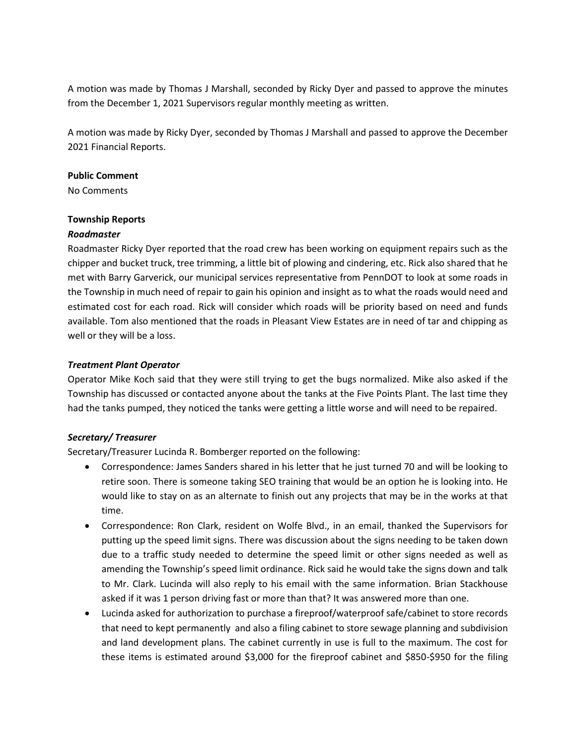A motion was made by Thomas J Marshall, seconded by Ricky Dyer and passed to approve the minutes from the December 1, 2021 Supervisors regular monthly meeting as written.

A motion was made by Ricky Dyer, seconded by Thomas J Marshall and passed to approve the December 2021 Financial Reports.

**Public Comment**

No Comments

**Township Reports**

***Roadmaster***

Roadmaster Ricky Dyer reported that the road crew has been working on equipment repairs such as the chipper and bucket truck, tree trimming, a little bit of plowing and cindering, etc. Rick also shared that he met with Barry Garverick, our municipal services representative from PennDOT to look at some roads in the Township in much need of repair to gain his opinion and insight as to what the roads would need and estimated cost for each road. Rick will consider which roads will be priority based on need and funds available. Tom also mentioned that the roads in Pleasant View Estates are in need of tar and chipping as well or they will be a loss.

***Treatment Plant Operator***

Operator Mike Koch said that they were still trying to get the bugs normalized. Mike also asked if the Township has discussed or contacted anyone about the tanks at the Five Points Plant. The last time they had the tanks pumped, they noticed the tanks were getting a little worse and will need to be repaired.

***Secretary/ Treasurer***

Secretary/Treasurer Lucinda R. Bomberger reported on the following:

- Correspondence: James Sanders shared in his letter that he just turned 70 and will be looking to retire soon. There is someone taking SEO training that would be an option he is looking into. He would like to stay on as an alternate to finish out any projects that may be in the works at that time.
- Correspondence: Ron Clark, resident on Wolfe Blvd., in an email, thanked the Supervisors for putting up the speed limit signs. There was discussion about the signs needing to be taken down due to a traffic study needed to determine the speed limit or other signs needed as well as amending the Township's speed limit ordinance. Rick said he would take the signs down and talk to Mr. Clark. Lucinda will also reply to his email with the same information. Brian Stackhouse asked if it was 1 person driving fast or more than that? It was answered more than one.
- Lucinda asked for authorization to purchase a fireproof/waterproof safe/cabinet to store records that need to kept permanently and also a filing cabinet to store sewage planning and subdivision and land development plans. The cabinet currently in use is full to the maximum. The cost for these items is estimated around $3,000 for the fireproof cabinet and $850-$950 for the filing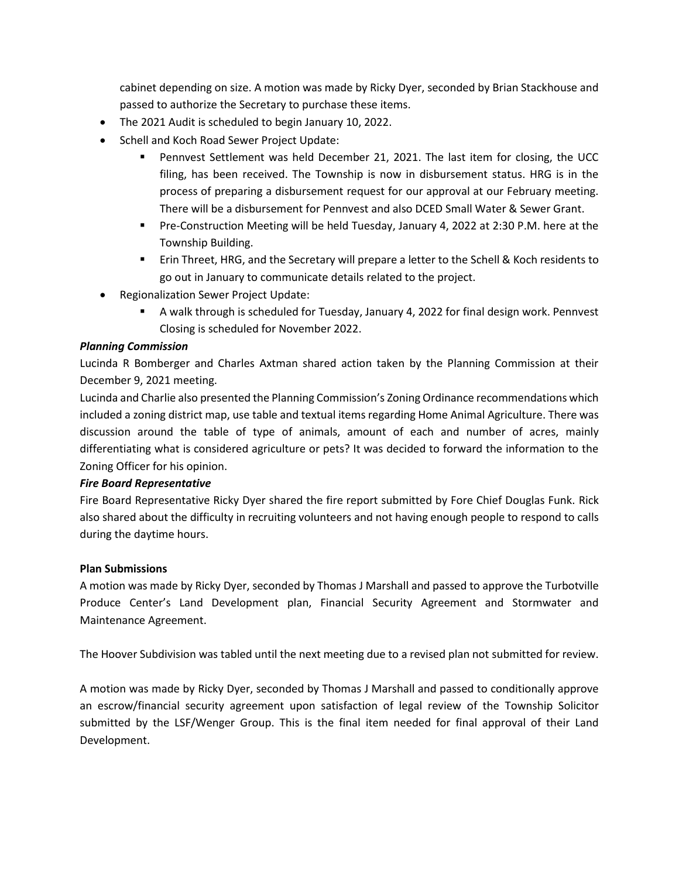cabinet depending on size. A motion was made by Ricky Dyer, seconded by Brian Stackhouse and passed to authorize the Secretary to purchase these items.

- The 2021 Audit is scheduled to begin January 10, 2022.
- Schell and Koch Road Sewer Project Update:
  - Pennvest Settlement was held December 21, 2021. The last item for closing, the UCC filing, has been received. The Township is now in disbursement status. HRG is in the process of preparing a disbursement request for our approval at our February meeting. There will be a disbursement for Pennvest and also DCED Small Water & Sewer Grant.
  - Pre-Construction Meeting will be held Tuesday, January 4, 2022 at 2:30 P.M. here at the Township Building.
  - Erin Threet, HRG, and the Secretary will prepare a letter to the Schell & Koch residents to go out in January to communicate details related to the project.
- Regionalization Sewer Project Update:
  - A walk through is scheduled for Tuesday, January 4, 2022 for final design work. Pennvest Closing is scheduled for November 2022.

***Planning Commission***

Lucinda R Bomberger and Charles Axtman shared action taken by the Planning Commission at their December 9, 2021 meeting.

Lucinda and Charlie also presented the Planning Commission's Zoning Ordinance recommendations which included a zoning district map, use table and textual items regarding Home Animal Agriculture. There was discussion around the table of type of animals, amount of each and number of acres, mainly differentiating what is considered agriculture or pets? It was decided to forward the information to the Zoning Officer for his opinion.

***Fire Board Representative***

Fire Board Representative Ricky Dyer shared the fire report submitted by Fore Chief Douglas Funk. Rick also shared about the difficulty in recruiting volunteers and not having enough people to respond to calls during the daytime hours.

**Plan Submissions**

A motion was made by Ricky Dyer, seconded by Thomas J Marshall and passed to approve the Turbotville Produce Center's Land Development plan, Financial Security Agreement and Stormwater and Maintenance Agreement.

The Hoover Subdivision was tabled until the next meeting due to a revised plan not submitted for review.

A motion was made by Ricky Dyer, seconded by Thomas J Marshall and passed to conditionally approve an escrow/financial security agreement upon satisfaction of legal review of the Township Solicitor submitted by the LSF/Wenger Group. This is the final item needed for final approval of their Land Development.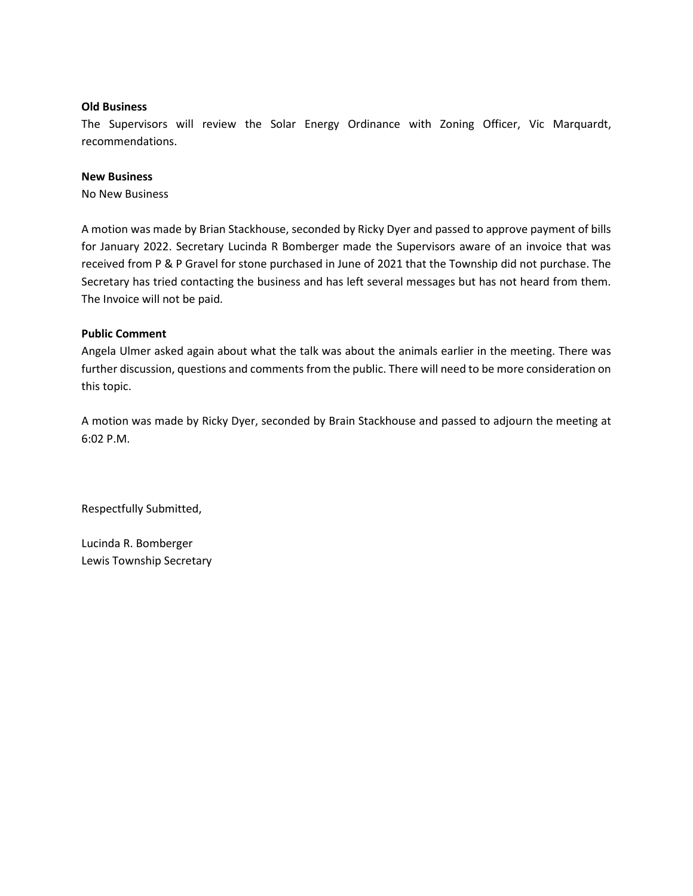**Old Business**

The Supervisors will review the Solar Energy Ordinance with Zoning Officer, Vic Marquardt, recommendations.

**New Business**

No New Business

A motion was made by Brian Stackhouse, seconded by Ricky Dyer and passed to approve payment of bills for January 2022. Secretary Lucinda R Bomberger made the Supervisors aware of an invoice that was received from P & P Gravel for stone purchased in June of 2021 that the Township did not purchase. The Secretary has tried contacting the business and has left several messages but has not heard from them. The Invoice will not be paid.

**Public Comment**

Angela Ulmer asked again about what the talk was about the animals earlier in the meeting. There was further discussion, questions and comments from the public. There will need to be more consideration on this topic.

A motion was made by Ricky Dyer, seconded by Brain Stackhouse and passed to adjourn the meeting at 6:02 P.M.

Respectfully Submitted,

Lucinda R. Bomberger
Lewis Township Secretary